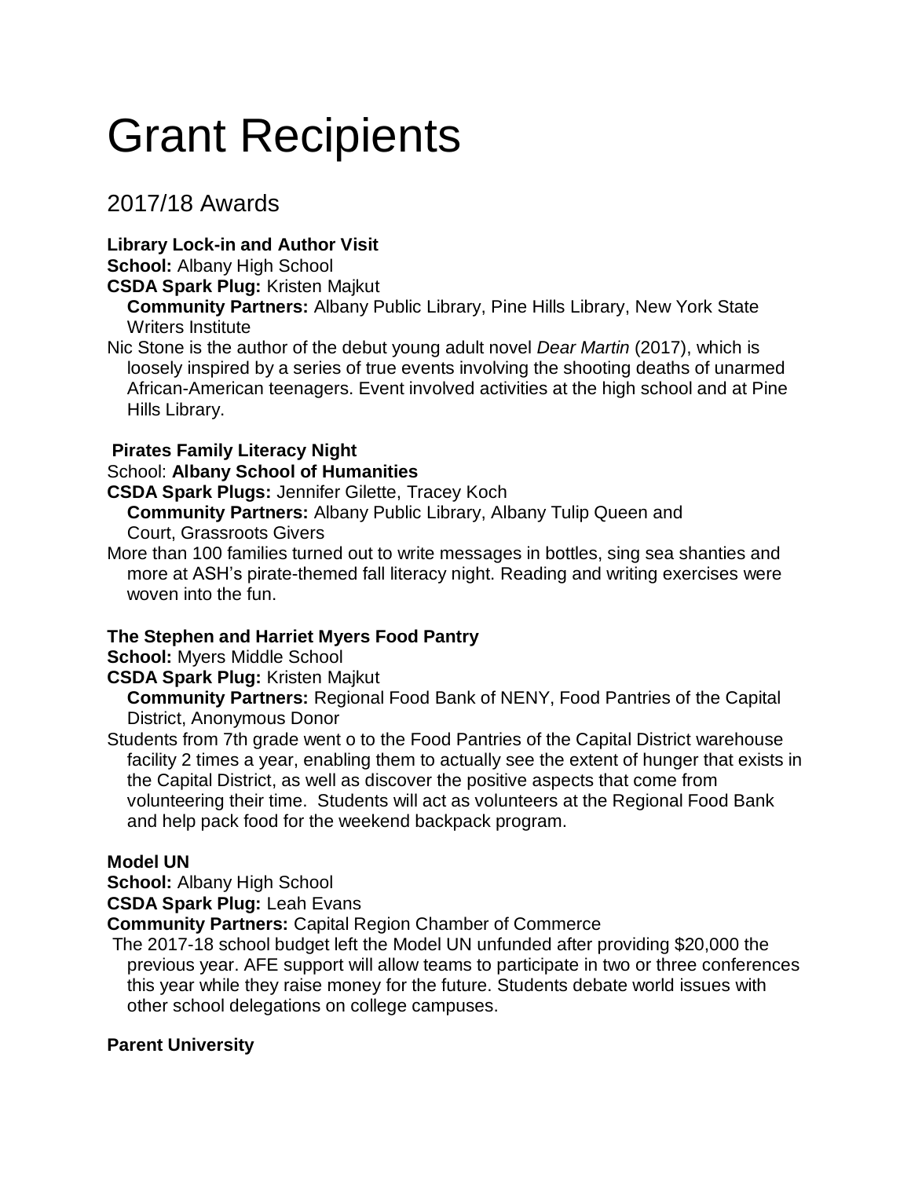# Grant Recipients

## 2017/18 Awards

**Library Lock-in and Author Visit**
**School:** Albany High School
**CSDA Spark Plug:** Kristen Majkut
**Community Partners:** Albany Public Library, Pine Hills Library, New York State Writers Institute

Nic Stone is the author of the debut young adult novel *Dear Martin* (2017), which is loosely inspired by a series of true events involving the shooting deaths of unarmed African-American teenagers. Event involved activities at the high school and at Pine Hills Library.

**Pirates Family Literacy Night**
School: **Albany School of Humanities**
**CSDA Spark Plugs:** Jennifer Gilette, Tracey Koch
**Community Partners:** Albany Public Library, Albany Tulip Queen and Court, Grassroots Givers

More than 100 families turned out to write messages in bottles, sing sea shanties and more at ASH's pirate-themed fall literacy night. Reading and writing exercises were woven into the fun.

**The Stephen and Harriet Myers Food Pantry**
**School:** Myers Middle School
**CSDA Spark Plug:** Kristen Majkut
**Community Partners:** Regional Food Bank of NENY, Food Pantries of the Capital District, Anonymous Donor

Students from 7th grade went o to the Food Pantries of the Capital District warehouse facility 2 times a year, enabling them to actually see the extent of hunger that exists in the Capital District, as well as discover the positive aspects that come from volunteering their time. Students will act as volunteers at the Regional Food Bank and help pack food for the weekend backpack program.

**Model UN**
**School:** Albany High School
**CSDA Spark Plug:** Leah Evans
**Community Partners:** Capital Region Chamber of Commerce

The 2017-18 school budget left the Model UN unfunded after providing $20,000 the previous year. AFE support will allow teams to participate in two or three conferences this year while they raise money for the future. Students debate world issues with other school delegations on college campuses.

**Parent University**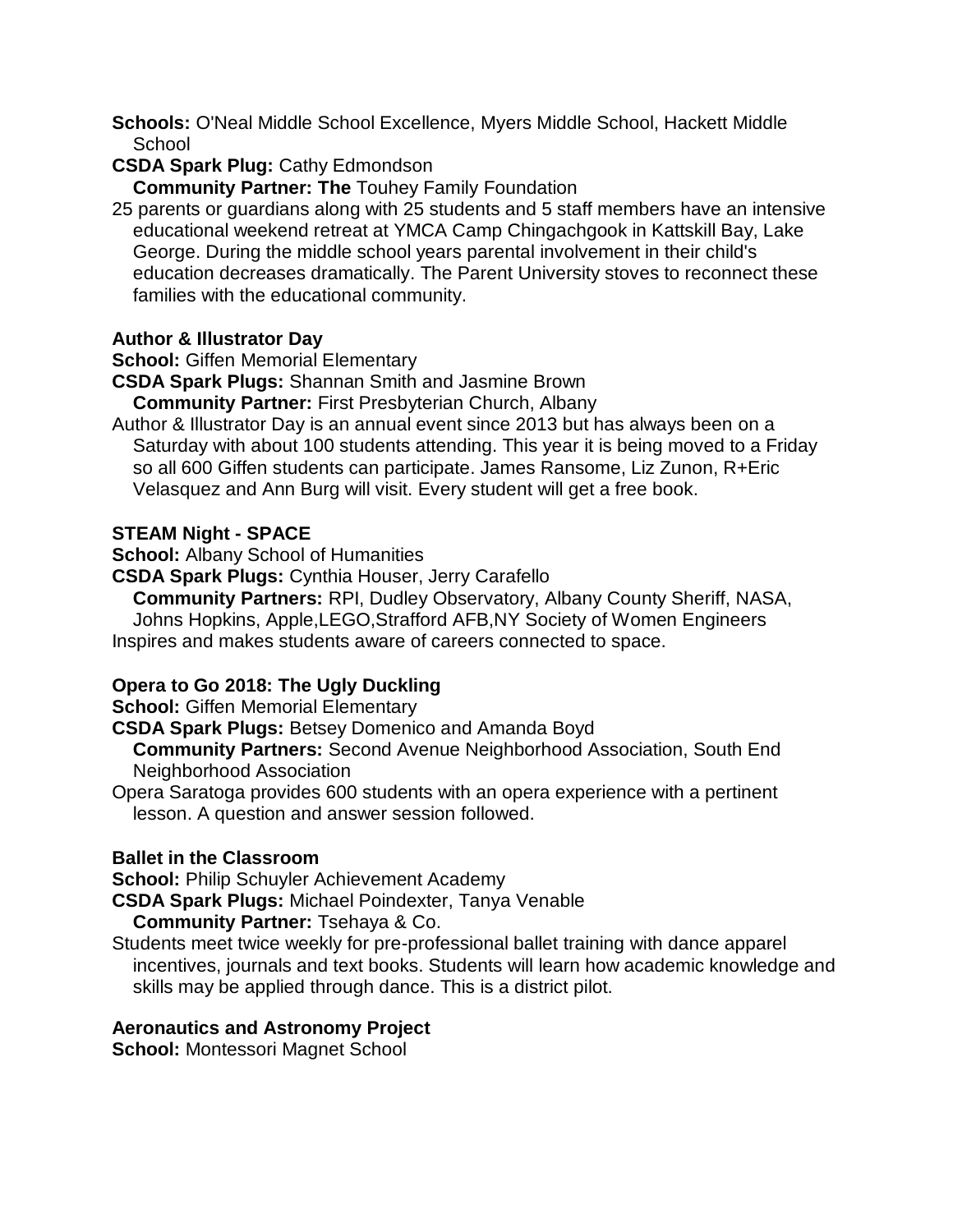**Schools:** O'Neal Middle School Excellence, Myers Middle School, Hackett Middle School

**CSDA Spark Plug:** Cathy Edmondson

**Community Partner: The** Touhey Family Foundation

25 parents or guardians along with 25 students and 5 staff members have an intensive educational weekend retreat at YMCA Camp Chingachgook in Kattskill Bay, Lake George. During the middle school years parental involvement in their child's education decreases dramatically. The Parent University stoves to reconnect these families with the educational community.

**Author & Illustrator Day**

**School:** Giffen Memorial Elementary

**CSDA Spark Plugs:** Shannan Smith and Jasmine Brown

**Community Partner:** First Presbyterian Church, Albany

Author & Illustrator Day is an annual event since 2013 but has always been on a Saturday with about 100 students attending. This year it is being moved to a Friday so all 600 Giffen students can participate. James Ransome, Liz Zunon, R+Eric Velasquez and Ann Burg will visit. Every student will get a free book.

**STEAM Night - SPACE**

**School:** Albany School of Humanities

**CSDA Spark Plugs:** Cynthia Houser, Jerry Carafello

**Community Partners:** RPI, Dudley Observatory, Albany County Sheriff, NASA, Johns Hopkins, Apple,LEGO,Strafford AFB,NY Society of Women Engineers

Inspires and makes students aware of careers connected to space.

**Opera to Go 2018: The Ugly Duckling**

**School:** Giffen Memorial Elementary

**CSDA Spark Plugs:** Betsey Domenico and Amanda Boyd

**Community Partners:** Second Avenue Neighborhood Association, South End Neighborhood Association

Opera Saratoga provides 600 students with an opera experience with a pertinent lesson. A question and answer session followed.

**Ballet in the Classroom**

**School:** Philip Schuyler Achievement Academy

**CSDA Spark Plugs:** Michael Poindexter, Tanya Venable

**Community Partner:** Tsehaya & Co.

Students meet twice weekly for pre-professional ballet training with dance apparel incentives, journals and text books. Students will learn how academic knowledge and skills may be applied through dance. This is a district pilot.

**Aeronautics and Astronomy Project**

**School:** Montessori Magnet School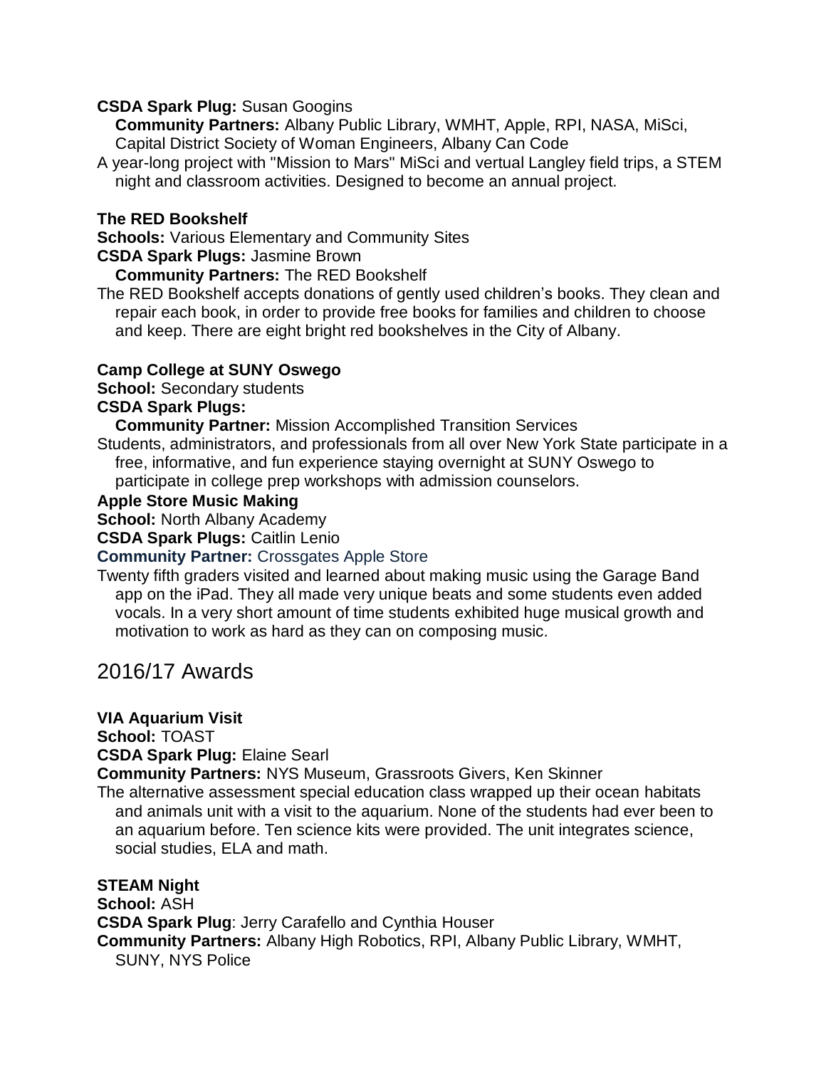**CSDA Spark Plug:** Susan Googins

**Community Partners:** Albany Public Library, WMHT, Apple, RPI, NASA, MiSci, Capital District Society of Woman Engineers, Albany Can Code

A year-long project with "Mission to Mars" MiSci and vertual Langley field trips, a STEM night and classroom activities. Designed to become an annual project.

**The RED Bookshelf**

**Schools:** Various Elementary and Community Sites

**CSDA Spark Plugs:** Jasmine Brown

**Community Partners:** The RED Bookshelf

The RED Bookshelf accepts donations of gently used children's books. They clean and repair each book, in order to provide free books for families and children to choose and keep. There are eight bright red bookshelves in the City of Albany.

**Camp College at SUNY Oswego**

**School:** Secondary students

**CSDA Spark Plugs:**

**Community Partner:** Mission Accomplished Transition Services

Students, administrators, and professionals from all over New York State participate in a free, informative, and fun experience staying overnight at SUNY Oswego to participate in college prep workshops with admission counselors.

**Apple Store Music Making**

**School:** North Albany Academy

**CSDA Spark Plugs:** Caitlin Lenio

**Community Partner:** Crossgates Apple Store

Twenty fifth graders visited and learned about making music using the Garage Band app on the iPad. They all made very unique beats and some students even added vocals. In a very short amount of time students exhibited huge musical growth and motivation to work as hard as they can on composing music.

## 2016/17 Awards

**VIA Aquarium Visit**

**School:** TOAST

**CSDA Spark Plug:** Elaine Searl

**Community Partners:** NYS Museum, Grassroots Givers, Ken Skinner

The alternative assessment special education class wrapped up their ocean habitats and animals unit with a visit to the aquarium. None of the students had ever been to an aquarium before. Ten science kits were provided. The unit integrates science, social studies, ELA and math.

**STEAM Night**

**School:** ASH

**CSDA Spark Plug**: Jerry Carafello and Cynthia Houser

**Community Partners:** Albany High Robotics, RPI, Albany Public Library, WMHT, SUNY, NYS Police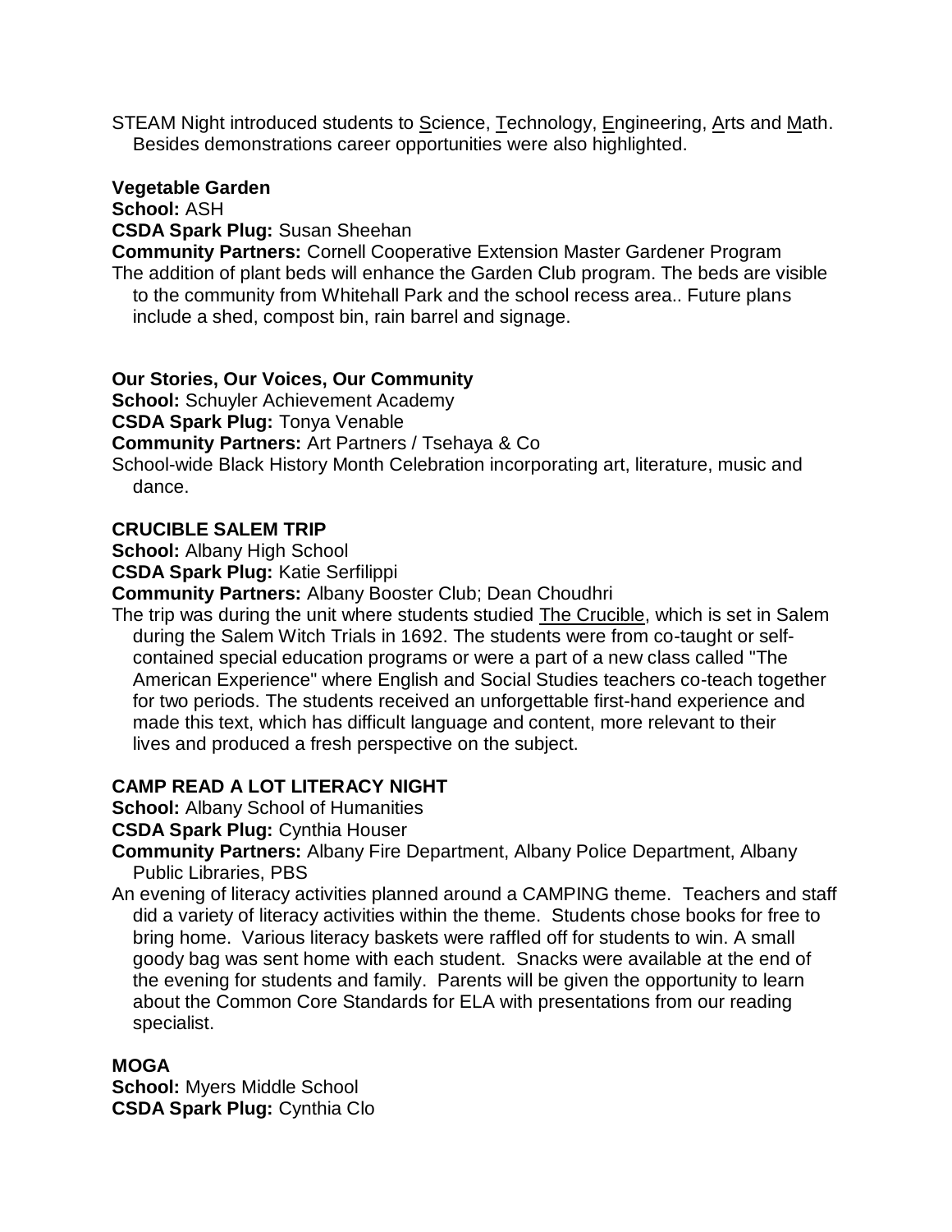STEAM Night introduced students to Science, Technology, Engineering, Arts and Math. Besides demonstrations career opportunities were also highlighted.

**Vegetable Garden**
**School:** ASH
**CSDA Spark Plug:** Susan Sheehan
**Community Partners:** Cornell Cooperative Extension Master Gardener Program
The addition of plant beds will enhance the Garden Club program. The beds are visible to the community from Whitehall Park and the school recess area.. Future plans include a shed, compost bin, rain barrel and signage.

**Our Stories, Our Voices, Our Community**
**School:** Schuyler Achievement Academy
**CSDA Spark Plug:** Tonya Venable
**Community Partners:** Art Partners / Tsehaya & Co
School-wide Black History Month Celebration incorporating art, literature, music and dance.

**CRUCIBLE SALEM TRIP**
**School:** Albany High School
**CSDA Spark Plug:** Katie Serfilippi
**Community Partners:** Albany Booster Club; Dean Choudhri
The trip was during the unit where students studied The Crucible, which is set in Salem during the Salem Witch Trials in 1692. The students were from co-taught or self-contained special education programs or were a part of a new class called "The American Experience" where English and Social Studies teachers co-teach together for two periods. The students received an unforgettable first-hand experience and made this text, which has difficult language and content, more relevant to their lives and produced a fresh perspective on the subject.

**CAMP READ A LOT LITERACY NIGHT**
**School:** Albany School of Humanities
**CSDA Spark Plug:** Cynthia Houser
**Community Partners:** Albany Fire Department, Albany Police Department, Albany Public Libraries, PBS
An evening of literacy activities planned around a CAMPING theme. Teachers and staff did a variety of literacy activities within the theme. Students chose books for free to bring home. Various literacy baskets were raffled off for students to win. A small goody bag was sent home with each student. Snacks were available at the end of the evening for students and family. Parents will be given the opportunity to learn about the Common Core Standards for ELA with presentations from our reading specialist.

**MOGA**
**School:** Myers Middle School
**CSDA Spark Plug:** Cynthia Clo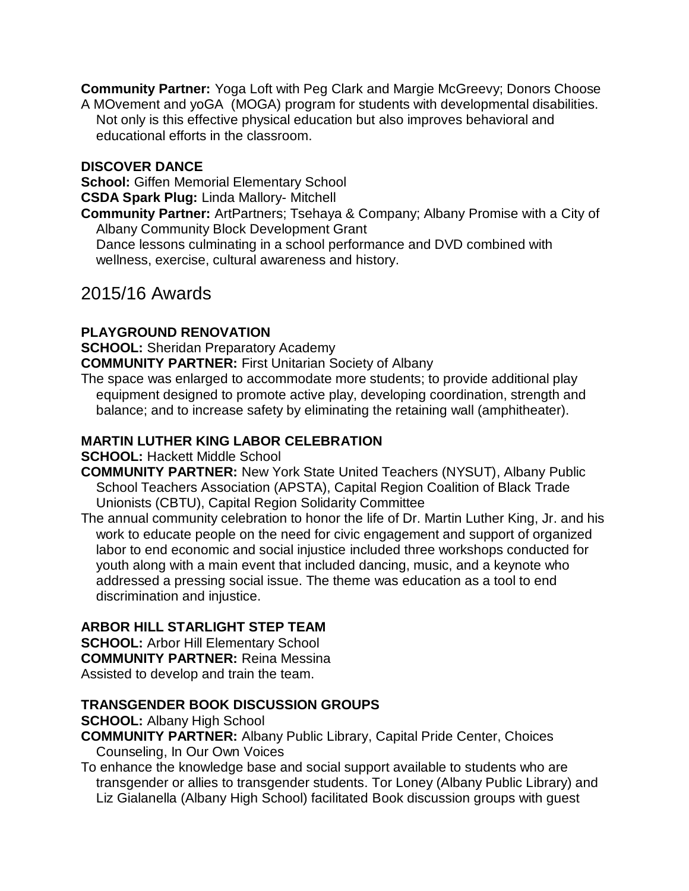**Community Partner:** Yoga Loft with Peg Clark and Margie McGreevy; Donors Choose

A MOvement and yoGA (MOGA) program for students with developmental disabilities. Not only is this effective physical education but also improves behavioral and educational efforts in the classroom.

**DISCOVER DANCE**

**School:** Giffen Memorial Elementary School

**CSDA Spark Plug:** Linda Mallory- Mitchell

**Community Partner:** ArtPartners; Tsehaya & Company; Albany Promise with a City of Albany Community Block Development Grant

Dance lessons culminating in a school performance and DVD combined with wellness, exercise, cultural awareness and history.

## 2015/16 Awards

**PLAYGROUND RENOVATION**

**SCHOOL:** Sheridan Preparatory Academy

**COMMUNITY PARTNER:** First Unitarian Society of Albany

The space was enlarged to accommodate more students; to provide additional play equipment designed to promote active play, developing coordination, strength and balance; and to increase safety by eliminating the retaining wall (amphitheater).

**MARTIN LUTHER KING LABOR CELEBRATION**

**SCHOOL:** Hackett Middle School

**COMMUNITY PARTNER:** New York State United Teachers (NYSUT), Albany Public School Teachers Association (APSTA), Capital Region Coalition of Black Trade Unionists (CBTU), Capital Region Solidarity Committee

The annual community celebration to honor the life of Dr. Martin Luther King, Jr. and his work to educate people on the need for civic engagement and support of organized labor to end economic and social injustice included three workshops conducted for youth along with a main event that included dancing, music, and a keynote who addressed a pressing social issue. The theme was education as a tool to end discrimination and injustice.

**ARBOR HILL STARLIGHT STEP TEAM**

**SCHOOL:** Arbor Hill Elementary School

**COMMUNITY PARTNER:** Reina Messina

Assisted to develop and train the team.

**TRANSGENDER BOOK DISCUSSION GROUPS**

**SCHOOL:** Albany High School

**COMMUNITY PARTNER:** Albany Public Library, Capital Pride Center, Choices Counseling, In Our Own Voices

To enhance the knowledge base and social support available to students who are transgender or allies to transgender students. Tor Loney (Albany Public Library) and Liz Gialanella (Albany High School) facilitated Book discussion groups with guest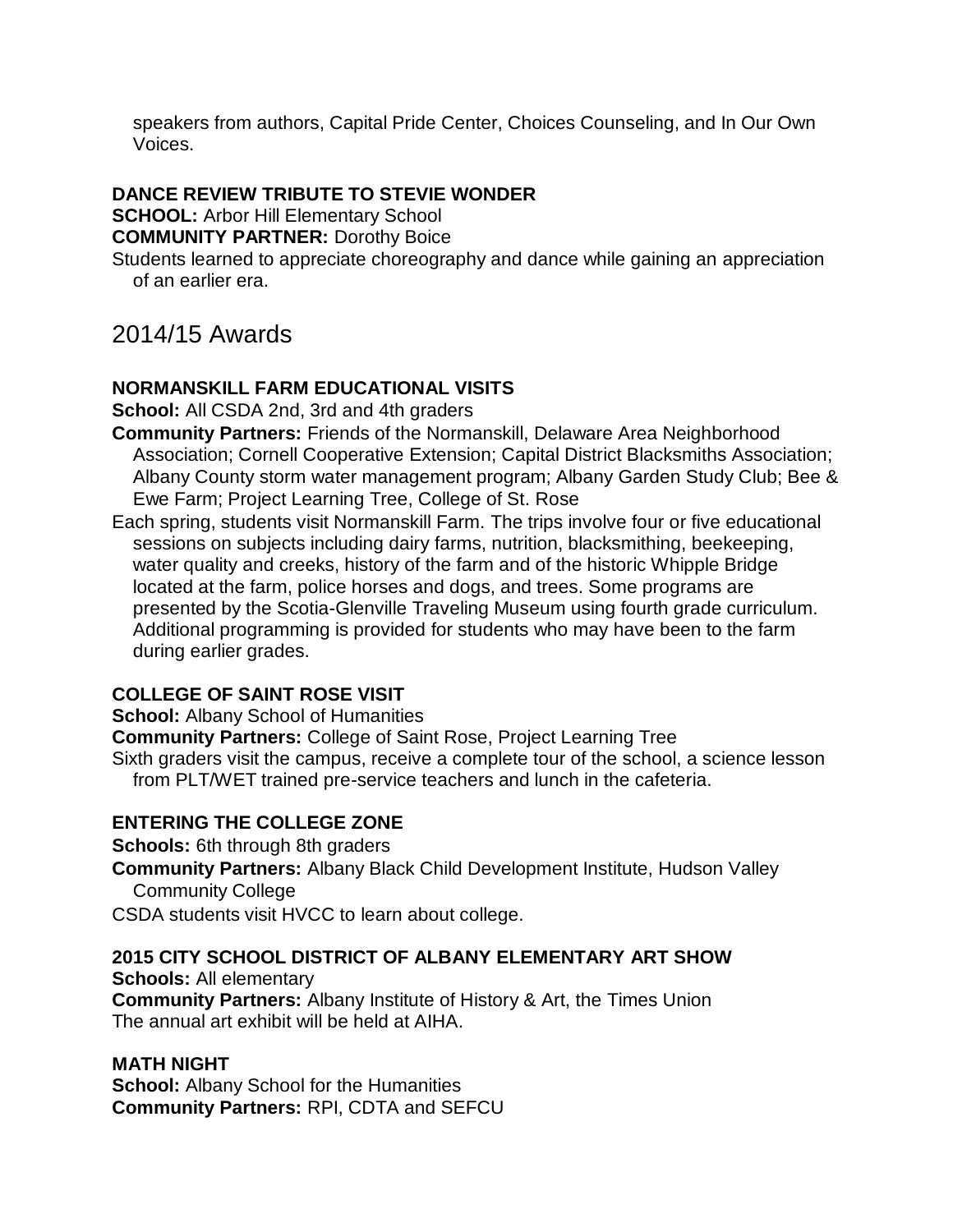speakers from authors, Capital Pride Center, Choices Counseling, and In Our Own Voices.

#### DANCE REVIEW TRIBUTE TO STEVIE WONDER

**SCHOOL:** Arbor Hill Elementary School
**COMMUNITY PARTNER:** Dorothy Boice
Students learned to appreciate choreography and dance while gaining an appreciation of an earlier era.

## 2014/15 Awards

#### NORMANSKILL FARM EDUCATIONAL VISITS

**School:** All CSDA 2nd, 3rd and 4th graders
**Community Partners:** Friends of the Normanskill, Delaware Area Neighborhood Association; Cornell Cooperative Extension; Capital District Blacksmiths Association; Albany County storm water management program; Albany Garden Study Club; Bee & Ewe Farm; Project Learning Tree, College of St. Rose
Each spring, students visit Normanskill Farm. The trips involve four or five educational sessions on subjects including dairy farms, nutrition, blacksmithing, beekeeping, water quality and creeks, history of the farm and of the historic Whipple Bridge located at the farm, police horses and dogs, and trees. Some programs are presented by the Scotia-Glenville Traveling Museum using fourth grade curriculum. Additional programming is provided for students who may have been to the farm during earlier grades.

#### COLLEGE OF SAINT ROSE VISIT

**School:** Albany School of Humanities
**Community Partners:** College of Saint Rose, Project Learning Tree
Sixth graders visit the campus, receive a complete tour of the school, a science lesson from PLT/WET trained pre-service teachers and lunch in the cafeteria.

#### ENTERING THE COLLEGE ZONE

**Schools:** 6th through 8th graders
**Community Partners:** Albany Black Child Development Institute, Hudson Valley Community College
CSDA students visit HVCC to learn about college.

#### 2015 CITY SCHOOL DISTRICT OF ALBANY ELEMENTARY ART SHOW

**Schools:** All elementary
**Community Partners:** Albany Institute of History & Art, the Times Union
The annual art exhibit will be held at AIHA.

#### MATH NIGHT

**School:** Albany School for the Humanities
**Community Partners:** RPI, CDTA and SEFCU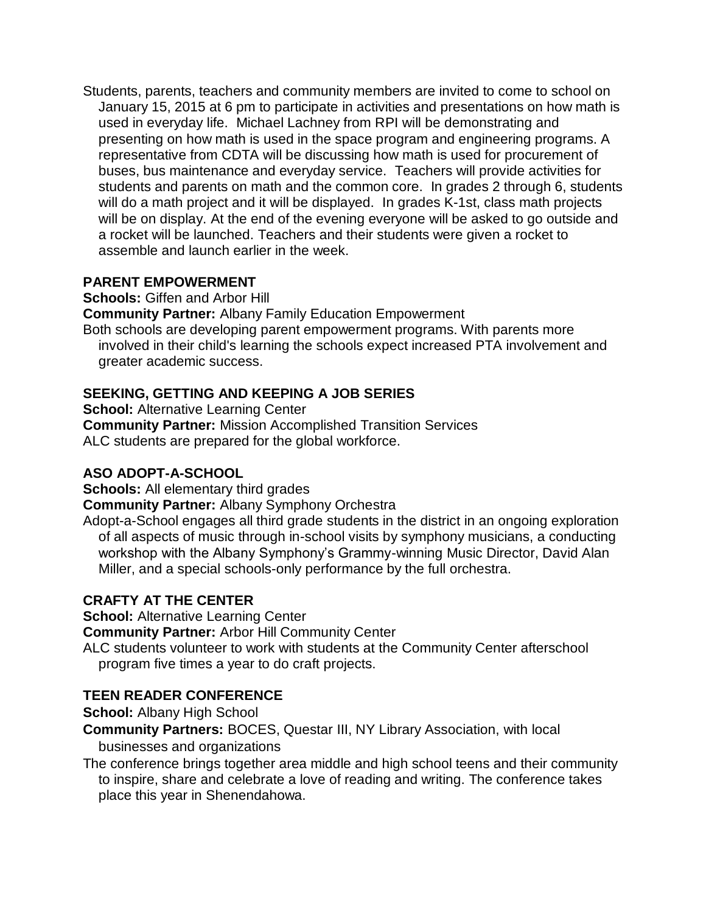Students, parents, teachers and community members are invited to come to school on January 15, 2015 at 6 pm to participate in activities and presentations on how math is used in everyday life. Michael Lachney from RPI will be demonstrating and presenting on how math is used in the space program and engineering programs. A representative from CDTA will be discussing how math is used for procurement of buses, bus maintenance and everyday service. Teachers will provide activities for students and parents on math and the common core. In grades 2 through 6, students will do a math project and it will be displayed. In grades K-1st, class math projects will be on display. At the end of the evening everyone will be asked to go outside and a rocket will be launched. Teachers and their students were given a rocket to assemble and launch earlier in the week.

### PARENT EMPOWERMENT

**Schools:** Giffen and Arbor Hill

**Community Partner:** Albany Family Education Empowerment

Both schools are developing parent empowerment programs. With parents more involved in their child's learning the schools expect increased PTA involvement and greater academic success.

### SEEKING, GETTING AND KEEPING A JOB SERIES

**School:** Alternative Learning Center

**Community Partner:** Mission Accomplished Transition Services

ALC students are prepared for the global workforce.

### ASO ADOPT-A-SCHOOL

**Schools:** All elementary third grades

**Community Partner:** Albany Symphony Orchestra

Adopt-a-School engages all third grade students in the district in an ongoing exploration of all aspects of music through in-school visits by symphony musicians, a conducting workshop with the Albany Symphony's Grammy-winning Music Director, David Alan Miller, and a special schools-only performance by the full orchestra.

### CRAFTY AT THE CENTER

**School:** Alternative Learning Center

**Community Partner:** Arbor Hill Community Center

ALC students volunteer to work with students at the Community Center afterschool program five times a year to do craft projects.

### TEEN READER CONFERENCE

**School:** Albany High School

**Community Partners:** BOCES, Questar III, NY Library Association, with local businesses and organizations

The conference brings together area middle and high school teens and their community to inspire, share and celebrate a love of reading and writing. The conference takes place this year in Shenendahowa.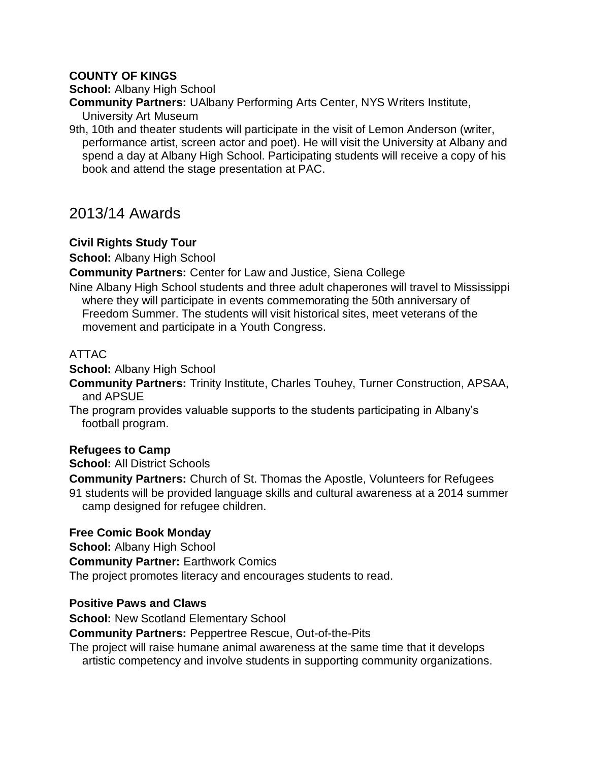**COUNTY OF KINGS**

**School:** Albany High School

**Community Partners:** UAlbany Performing Arts Center, NYS Writers Institute, University Art Museum

9th, 10th and theater students will participate in the visit of Lemon Anderson (writer, performance artist, screen actor and poet). He will visit the University at Albany and spend a day at Albany High School. Participating students will receive a copy of his book and attend the stage presentation at PAC.

## 2013/14 Awards

**Civil Rights Study Tour**

**School:** Albany High School

**Community Partners:** Center for Law and Justice, Siena College

Nine Albany High School students and three adult chaperones will travel to Mississippi where they will participate in events commemorating the 50th anniversary of Freedom Summer. The students will visit historical sites, meet veterans of the movement and participate in a Youth Congress.

ATTAC

**School:** Albany High School

**Community Partners:** Trinity Institute, Charles Touhey, Turner Construction, APSAA, and APSUE

The program provides valuable supports to the students participating in Albany's football program.

**Refugees to Camp**

**School:** All District Schools

**Community Partners:** Church of St. Thomas the Apostle, Volunteers for Refugees

91 students will be provided language skills and cultural awareness at a 2014 summer camp designed for refugee children.

**Free Comic Book Monday**

**School:** Albany High School

**Community Partner:** Earthwork Comics

The project promotes literacy and encourages students to read.

**Positive Paws and Claws**

**School:** New Scotland Elementary School

**Community Partners:** Peppertree Rescue, Out-of-the-Pits

The project will raise humane animal awareness at the same time that it develops artistic competency and involve students in supporting community organizations.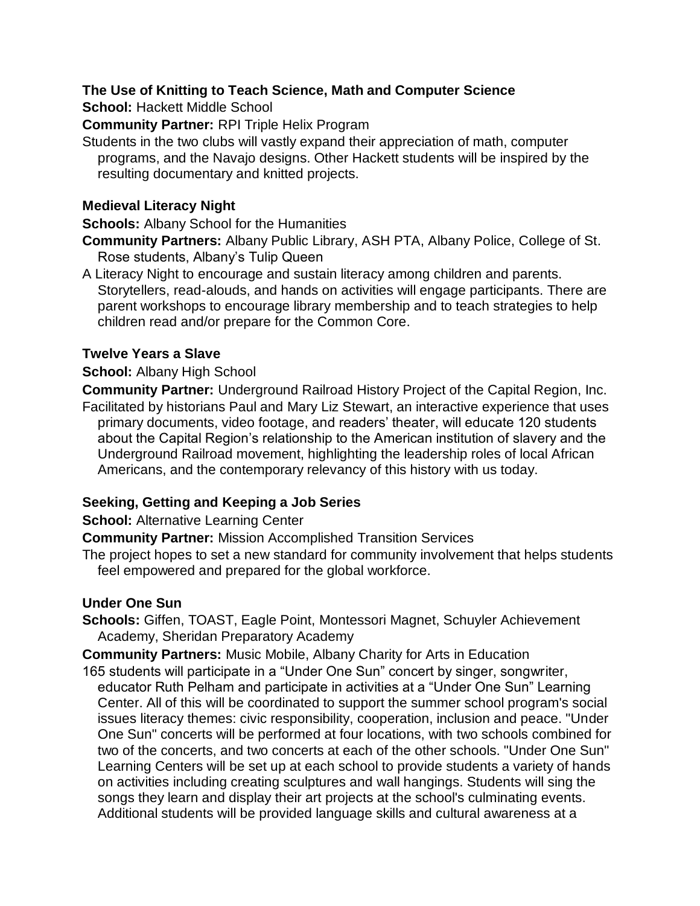**The Use of Knitting to Teach Science, Math and Computer Science**

**School:** Hackett Middle School

**Community Partner:** RPI Triple Helix Program

Students in the two clubs will vastly expand their appreciation of math, computer programs, and the Navajo designs. Other Hackett students will be inspired by the resulting documentary and knitted projects.

**Medieval Literacy Night**

**Schools:** Albany School for the Humanities

**Community Partners:** Albany Public Library, ASH PTA, Albany Police, College of St. Rose students, Albany's Tulip Queen

A Literacy Night to encourage and sustain literacy among children and parents. Storytellers, read-alouds, and hands on activities will engage participants. There are parent workshops to encourage library membership and to teach strategies to help children read and/or prepare for the Common Core.

**Twelve Years a Slave**

**School:** Albany High School

**Community Partner:** Underground Railroad History Project of the Capital Region, Inc.

Facilitated by historians Paul and Mary Liz Stewart, an interactive experience that uses primary documents, video footage, and readers' theater, will educate 120 students about the Capital Region's relationship to the American institution of slavery and the Underground Railroad movement, highlighting the leadership roles of local African Americans, and the contemporary relevancy of this history with us today.

**Seeking, Getting and Keeping a Job Series**

**School:** Alternative Learning Center

**Community Partner:** Mission Accomplished Transition Services

The project hopes to set a new standard for community involvement that helps students feel empowered and prepared for the global workforce.

**Under One Sun**

**Schools:** Giffen, TOAST, Eagle Point, Montessori Magnet, Schuyler Achievement Academy, Sheridan Preparatory Academy

**Community Partners:** Music Mobile, Albany Charity for Arts in Education

165 students will participate in a "Under One Sun" concert by singer, songwriter, educator Ruth Pelham and participate in activities at a "Under One Sun" Learning Center. All of this will be coordinated to support the summer school program's social issues literacy themes: civic responsibility, cooperation, inclusion and peace. "Under One Sun" concerts will be performed at four locations, with two schools combined for two of the concerts, and two concerts at each of the other schools. "Under One Sun" Learning Centers will be set up at each school to provide students a variety of hands on activities including creating sculptures and wall hangings. Students will sing the songs they learn and display their art projects at the school's culminating events. Additional students will be provided language skills and cultural awareness at a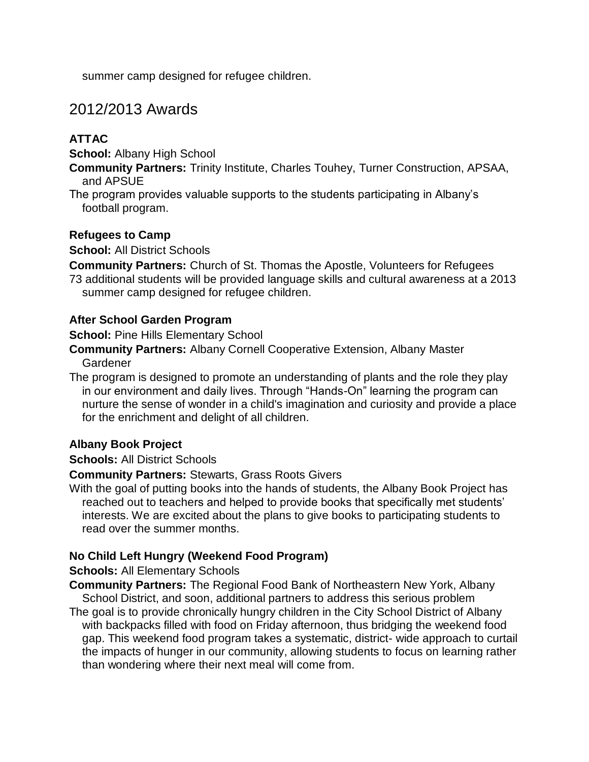summer camp designed for refugee children.

## 2012/2013 Awards

### ATTAC

**School:** Albany High School

**Community Partners:** Trinity Institute, Charles Touhey, Turner Construction, APSAA, and APSUE

The program provides valuable supports to the students participating in Albany's football program.

### Refugees to Camp

**School:** All District Schools

**Community Partners:** Church of St. Thomas the Apostle, Volunteers for Refugees

73 additional students will be provided language skills and cultural awareness at a 2013 summer camp designed for refugee children.

### After School Garden Program

**School:** Pine Hills Elementary School

**Community Partners:** Albany Cornell Cooperative Extension, Albany Master Gardener

The program is designed to promote an understanding of plants and the role they play in our environment and daily lives. Through "Hands-On" learning the program can nurture the sense of wonder in a child's imagination and curiosity and provide a place for the enrichment and delight of all children.

### Albany Book Project

**Schools:** All District Schools

**Community Partners:** Stewarts, Grass Roots Givers

With the goal of putting books into the hands of students, the Albany Book Project has reached out to teachers and helped to provide books that specifically met students' interests. We are excited about the plans to give books to participating students to read over the summer months.

### No Child Left Hungry (Weekend Food Program)

**Schools:** All Elementary Schools

**Community Partners:** The Regional Food Bank of Northeastern New York, Albany School District, and soon, additional partners to address this serious problem

The goal is to provide chronically hungry children in the City School District of Albany with backpacks filled with food on Friday afternoon, thus bridging the weekend food gap. This weekend food program takes a systematic, district- wide approach to curtail the impacts of hunger in our community, allowing students to focus on learning rather than wondering where their next meal will come from.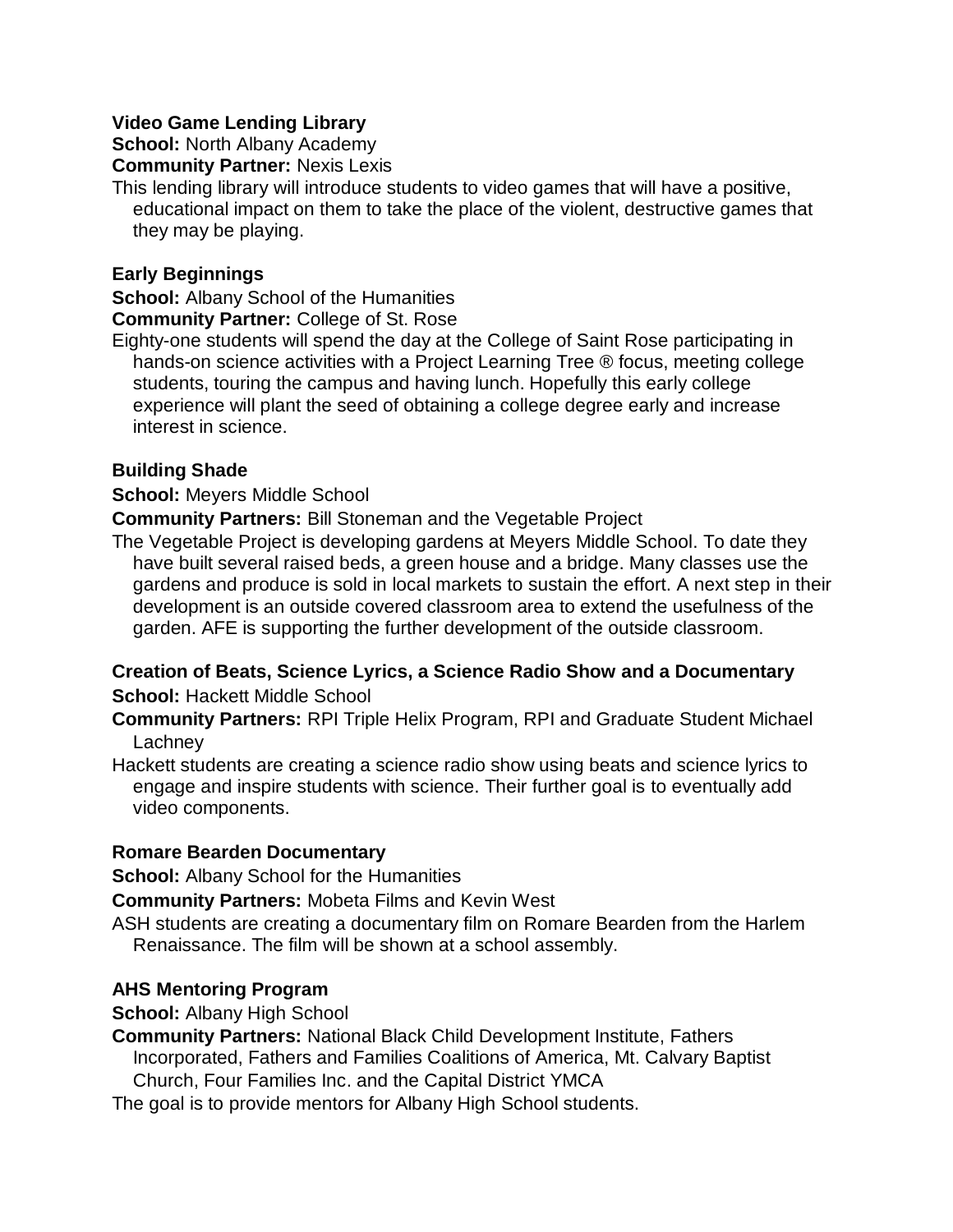**Video Game Lending Library**

**School:** North Albany Academy

**Community Partner:** Nexis Lexis

This lending library will introduce students to video games that will have a positive, educational impact on them to take the place of the violent, destructive games that they may be playing.

**Early Beginnings**

**School:** Albany School of the Humanities

**Community Partner:** College of St. Rose

Eighty-one students will spend the day at the College of Saint Rose participating in hands-on science activities with a Project Learning Tree ® focus, meeting college students, touring the campus and having lunch. Hopefully this early college experience will plant the seed of obtaining a college degree early and increase interest in science.

**Building Shade**

**School:** Meyers Middle School

**Community Partners:** Bill Stoneman and the Vegetable Project

The Vegetable Project is developing gardens at Meyers Middle School. To date they have built several raised beds, a green house and a bridge. Many classes use the gardens and produce is sold in local markets to sustain the effort. A next step in their development is an outside covered classroom area to extend the usefulness of the garden. AFE is supporting the further development of the outside classroom.

**Creation of Beats, Science Lyrics, a Science Radio Show and a Documentary**

**School:** Hackett Middle School

**Community Partners:** RPI Triple Helix Program, RPI and Graduate Student Michael Lachney

Hackett students are creating a science radio show using beats and science lyrics to engage and inspire students with science. Their further goal is to eventually add video components.

**Romare Bearden Documentary**

**School:** Albany School for the Humanities

**Community Partners:** Mobeta Films and Kevin West

ASH students are creating a documentary film on Romare Bearden from the Harlem Renaissance. The film will be shown at a school assembly.

**AHS Mentoring Program**

**School:** Albany High School

**Community Partners:** National Black Child Development Institute, Fathers Incorporated, Fathers and Families Coalitions of America, Mt. Calvary Baptist Church, Four Families Inc. and the Capital District YMCA

The goal is to provide mentors for Albany High School students.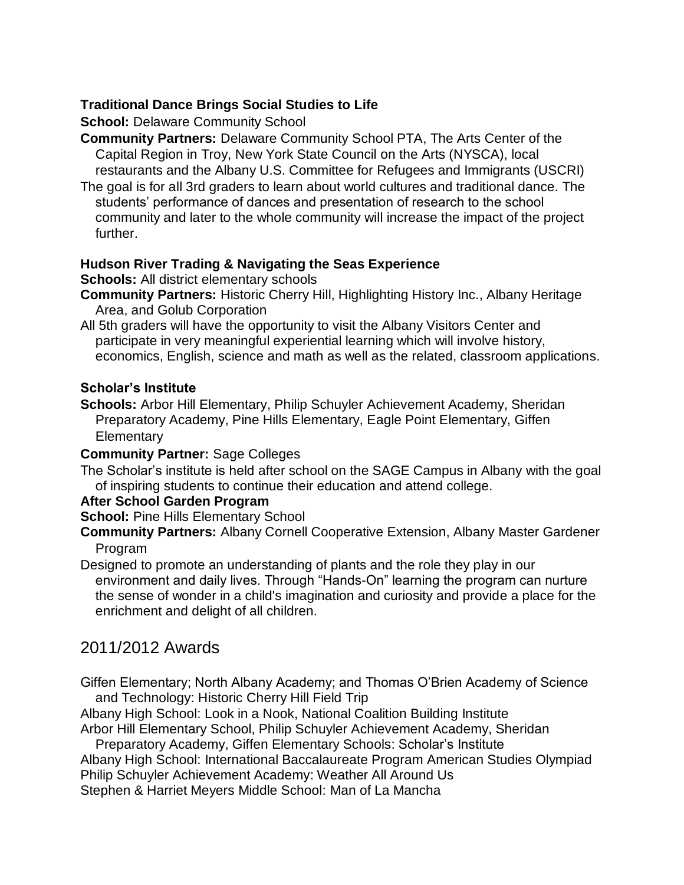**Traditional Dance Brings Social Studies to Life**

**School:** Delaware Community School

**Community Partners:** Delaware Community School PTA, The Arts Center of the Capital Region in Troy, New York State Council on the Arts (NYSCA), local restaurants and the Albany U.S. Committee for Refugees and Immigrants (USCRI)

The goal is for all 3rd graders to learn about world cultures and traditional dance. The students' performance of dances and presentation of research to the school community and later to the whole community will increase the impact of the project further.

**Hudson River Trading & Navigating the Seas Experience**

**Schools:** All district elementary schools

**Community Partners:** Historic Cherry Hill, Highlighting History Inc., Albany Heritage Area, and Golub Corporation

All 5th graders will have the opportunity to visit the Albany Visitors Center and participate in very meaningful experiential learning which will involve history, economics, English, science and math as well as the related, classroom applications.

**Scholar's Institute**

**Schools:** Arbor Hill Elementary, Philip Schuyler Achievement Academy, Sheridan Preparatory Academy, Pine Hills Elementary, Eagle Point Elementary, Giffen Elementary

**Community Partner:** Sage Colleges

The Scholar's institute is held after school on the SAGE Campus in Albany with the goal of inspiring students to continue their education and attend college.

**After School Garden Program**

**School:** Pine Hills Elementary School

**Community Partners:** Albany Cornell Cooperative Extension, Albany Master Gardener Program

Designed to promote an understanding of plants and the role they play in our environment and daily lives. Through "Hands-On" learning the program can nurture the sense of wonder in a child's imagination and curiosity and provide a place for the enrichment and delight of all children.

## 2011/2012 Awards

Giffen Elementary; North Albany Academy; and Thomas O'Brien Academy of Science and Technology: Historic Cherry Hill Field Trip

Albany High School: Look in a Nook, National Coalition Building Institute

Arbor Hill Elementary School, Philip Schuyler Achievement Academy, Sheridan Preparatory Academy, Giffen Elementary Schools: Scholar's Institute

Albany High School: International Baccalaureate Program American Studies Olympiad

Philip Schuyler Achievement Academy: Weather All Around Us

Stephen & Harriet Meyers Middle School: Man of La Mancha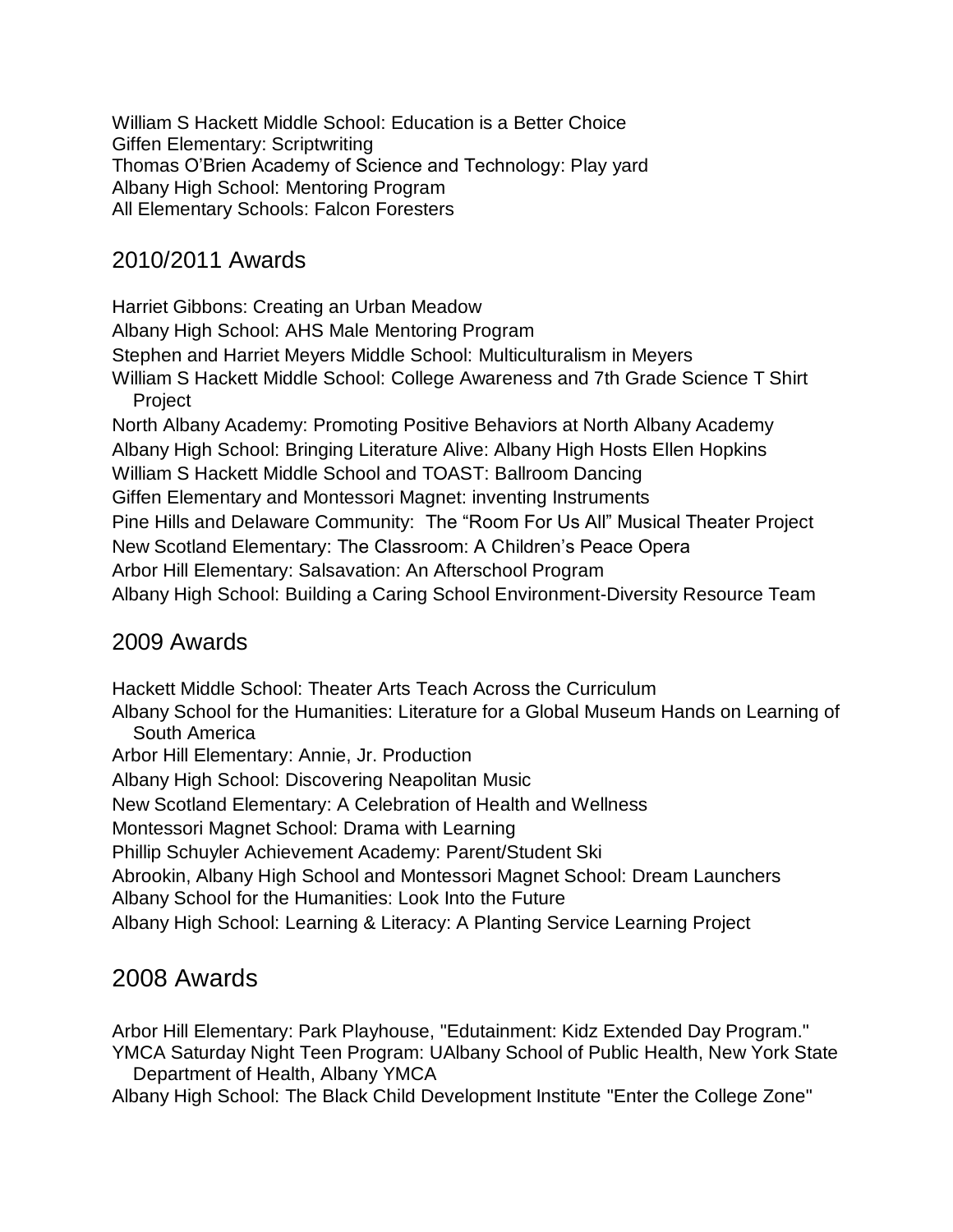William S Hackett Middle School: Education is a Better Choice
Giffen Elementary: Scriptwriting
Thomas O'Brien Academy of Science and Technology: Play yard
Albany High School: Mentoring Program
All Elementary Schools: Falcon Foresters

## 2010/2011 Awards

Harriet Gibbons: Creating an Urban Meadow
Albany High School: AHS Male Mentoring Program
Stephen and Harriet Meyers Middle School: Multiculturalism in Meyers
William S Hackett Middle School: College Awareness and 7th Grade Science T Shirt Project
North Albany Academy: Promoting Positive Behaviors at North Albany Academy
Albany High School: Bringing Literature Alive: Albany High Hosts Ellen Hopkins
William S Hackett Middle School and TOAST: Ballroom Dancing
Giffen Elementary and Montessori Magnet: inventing Instruments
Pine Hills and Delaware Community: The "Room For Us All" Musical Theater Project
New Scotland Elementary: The Classroom: A Children's Peace Opera
Arbor Hill Elementary: Salsavation: An Afterschool Program
Albany High School: Building a Caring School Environment-Diversity Resource Team

## 2009 Awards

Hackett Middle School: Theater Arts Teach Across the Curriculum
Albany School for the Humanities: Literature for a Global Museum Hands on Learning of South America
Arbor Hill Elementary: Annie, Jr. Production
Albany High School: Discovering Neapolitan Music
New Scotland Elementary: A Celebration of Health and Wellness
Montessori Magnet School: Drama with Learning
Phillip Schuyler Achievement Academy: Parent/Student Ski
Abrookin, Albany High School and Montessori Magnet School: Dream Launchers
Albany School for the Humanities: Look Into the Future
Albany High School: Learning & Literacy: A Planting Service Learning Project

## 2008 Awards

Arbor Hill Elementary: Park Playhouse, "Edutainment: Kidz Extended Day Program."
YMCA Saturday Night Teen Program: UAlbany School of Public Health, New York State Department of Health, Albany YMCA
Albany High School: The Black Child Development Institute "Enter the College Zone"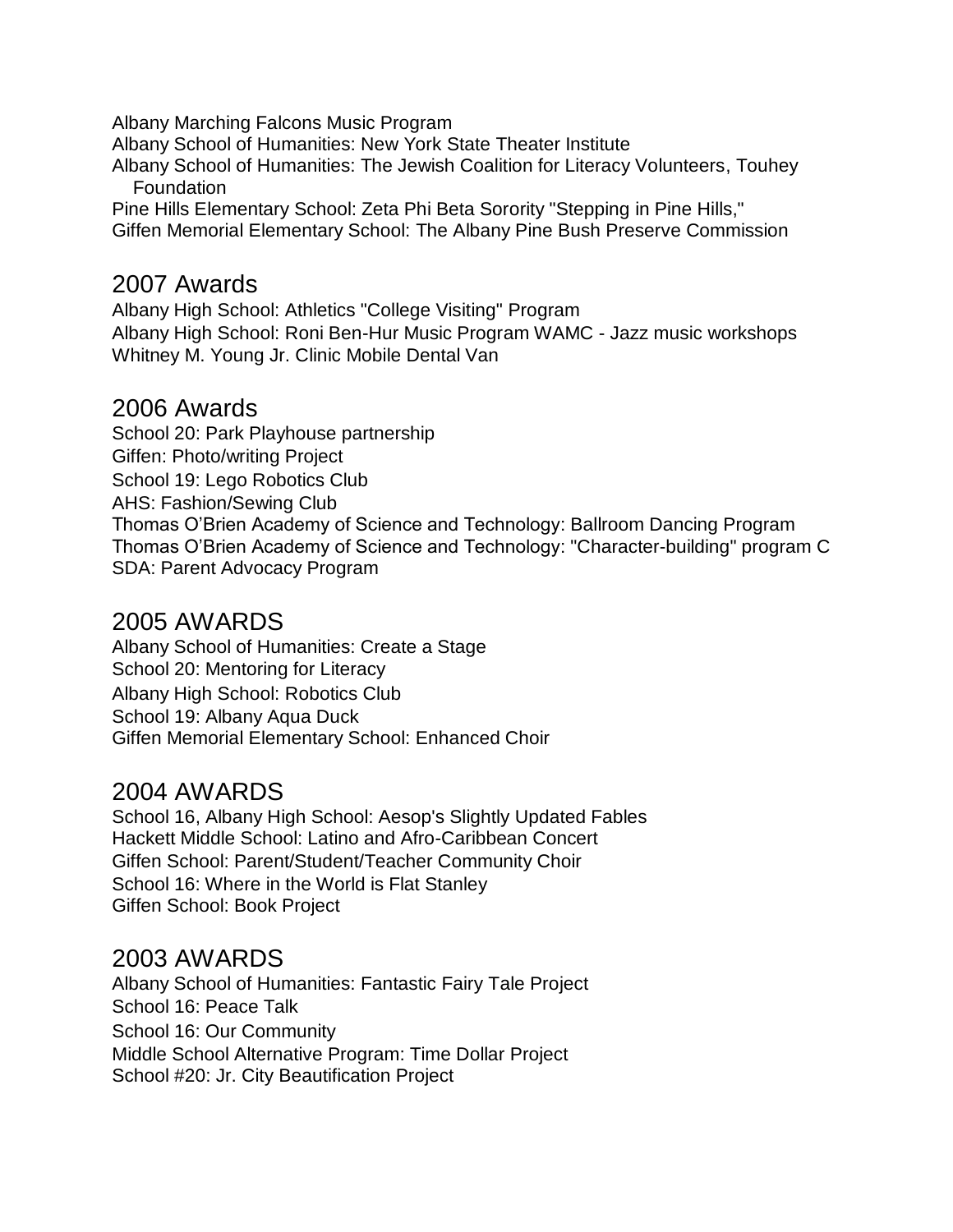Albany Marching Falcons Music Program
Albany School of Humanities: New York State Theater Institute
Albany School of Humanities: The Jewish Coalition for Literacy Volunteers, Touhey Foundation
Pine Hills Elementary School: Zeta Phi Beta Sorority "Stepping in Pine Hills,"
Giffen Memorial Elementary School: The Albany Pine Bush Preserve Commission

## 2007 Awards

Albany High School: Athletics "College Visiting" Program
Albany High School: Roni Ben-Hur Music Program WAMC - Jazz music workshops
Whitney M. Young Jr. Clinic Mobile Dental Van

## 2006 Awards

School 20: Park Playhouse partnership
Giffen: Photo/writing Project
School 19: Lego Robotics Club
AHS: Fashion/Sewing Club
Thomas O'Brien Academy of Science and Technology: Ballroom Dancing Program
Thomas O'Brien Academy of Science and Technology: "Character-building" program C
SDA: Parent Advocacy Program

## 2005 AWARDS

Albany School of Humanities: Create a Stage
School 20: Mentoring for Literacy
Albany High School: Robotics Club
School 19: Albany Aqua Duck
Giffen Memorial Elementary School: Enhanced Choir

## 2004 AWARDS

School 16, Albany High School: Aesop's Slightly Updated Fables
Hackett Middle School: Latino and Afro-Caribbean Concert
Giffen School: Parent/Student/Teacher Community Choir
School 16: Where in the World is Flat Stanley
Giffen School: Book Project

## 2003 AWARDS

Albany School of Humanities: Fantastic Fairy Tale Project
School 16: Peace Talk
School 16: Our Community
Middle School Alternative Program: Time Dollar Project
School #20: Jr. City Beautification Project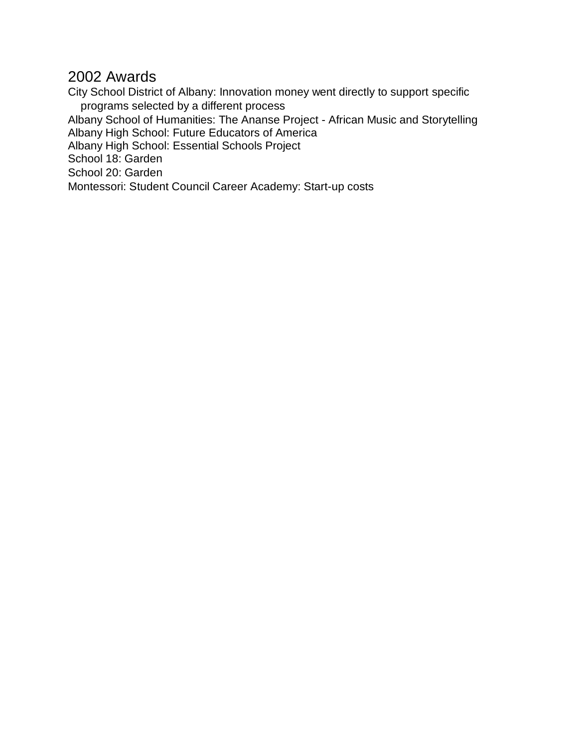## 2002 Awards

City School District of Albany: Innovation money went directly to support specific programs selected by a different process
Albany School of Humanities: The Ananse Project - African Music and Storytelling
Albany High School: Future Educators of America
Albany High School: Essential Schools Project
School 18: Garden
School 20: Garden
Montessori: Student Council Career Academy: Start-up costs